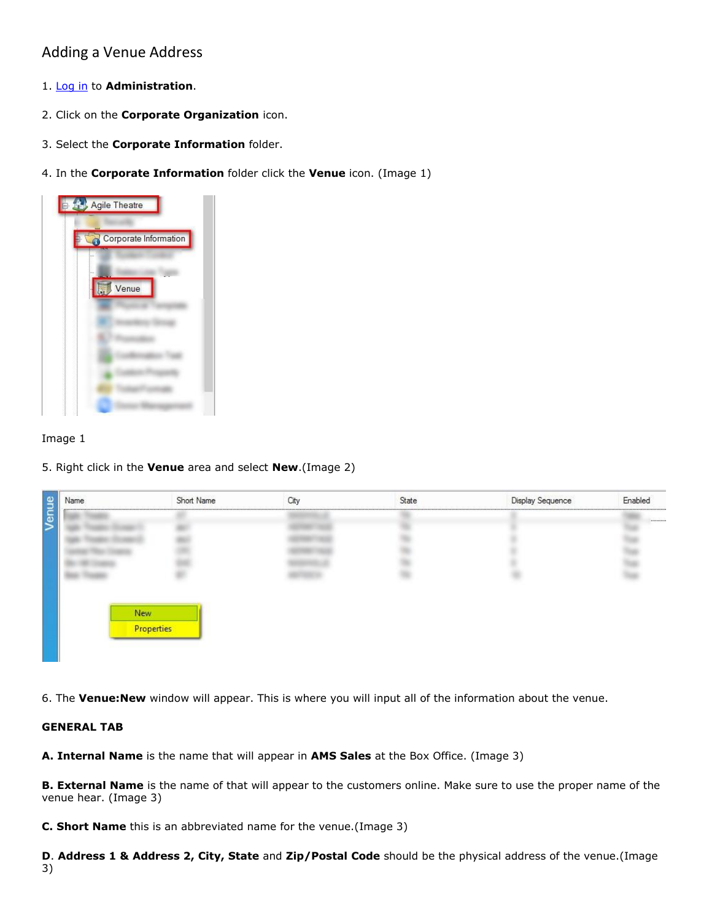# Adding a Venue Address

1. Log in to **Administration**.

2. Click on the **Corporate Organization** icon.

3. Select the **Corporate Information** folder.

4. In the **Corporate Information** folder click the **Venue** icon. (Image 1)

Image 1

5. Right click in the **Venue** area and select **New**.(Image 2)

6. The **Venue:New** window will appear. This is where you will input all of the information about the venue.

**GENERAL TAB**

**A. Internal Name** is the name that will appear in **AMS Sales** at the Box Office. (Image 3)

**B. External Name** is the name of that will appear to the customers online. Make sure to use the proper name of the venue hear. (Image 3)

**C. Short Name** this is an abbreviated name for the venue.(Image 3)

**D**. **Address 1 & Address 2, City, State** and **Zip/Postal Code** should be the physical address of the venue.(Image 3)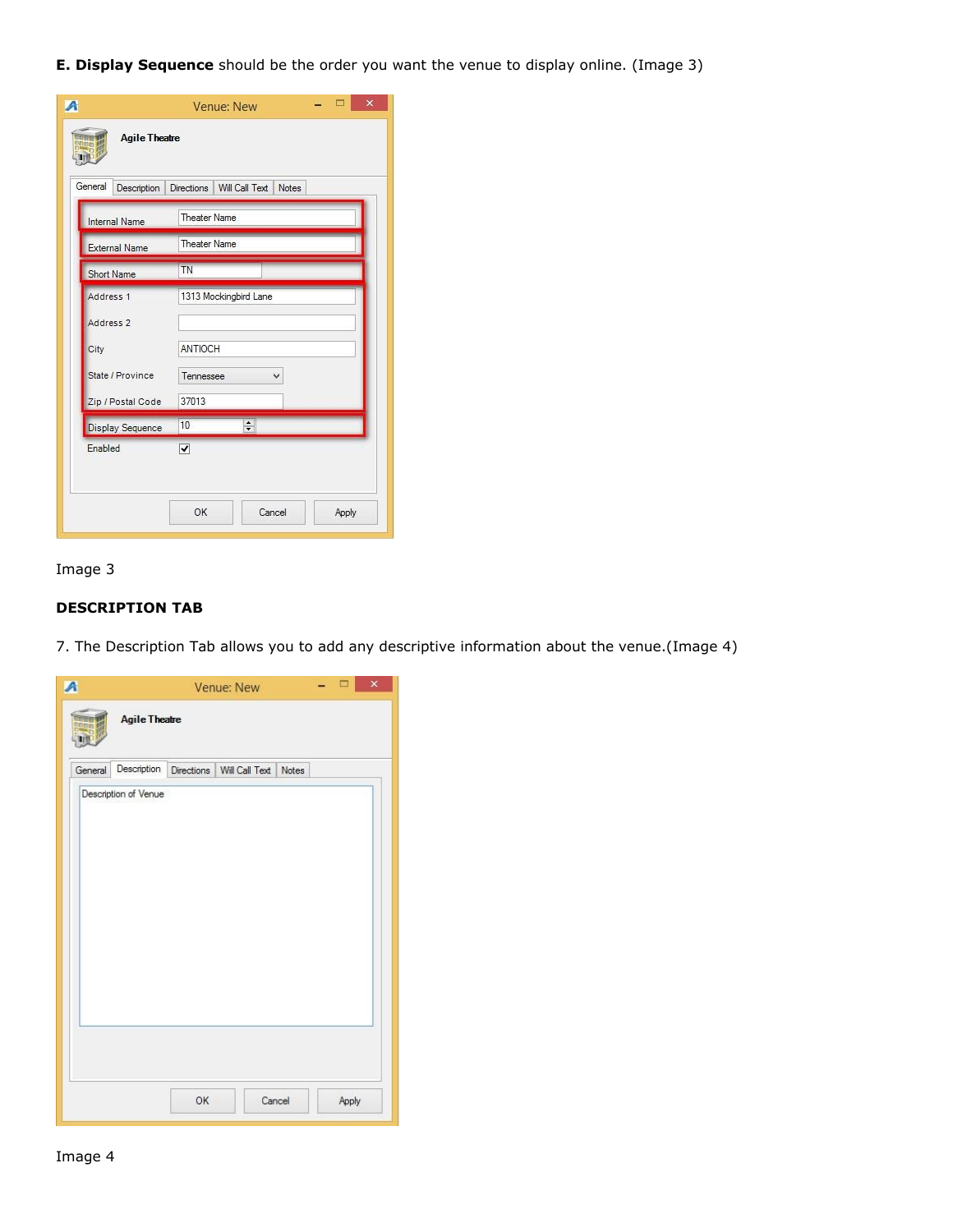**E. Display Sequence** should be the order you want the venue to display online. (Image 3)

Image 3

**DESCRIPTION TAB**

7. The Description Tab allows you to add any descriptive information about the venue.(Image 4)

Image 4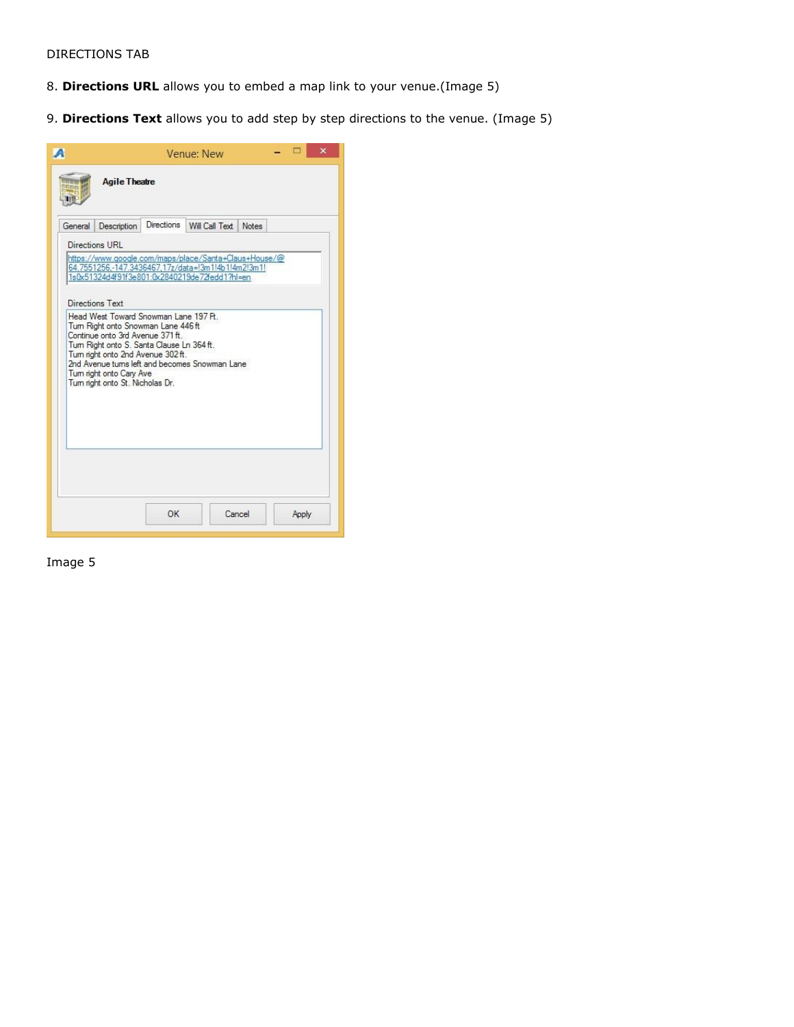DIRECTIONS TAB

8. **Directions URL** allows you to embed a map link to your venue.(Image 5)

9. **Directions Text** allows you to add step by step directions to the venue. (Image 5)

Image 5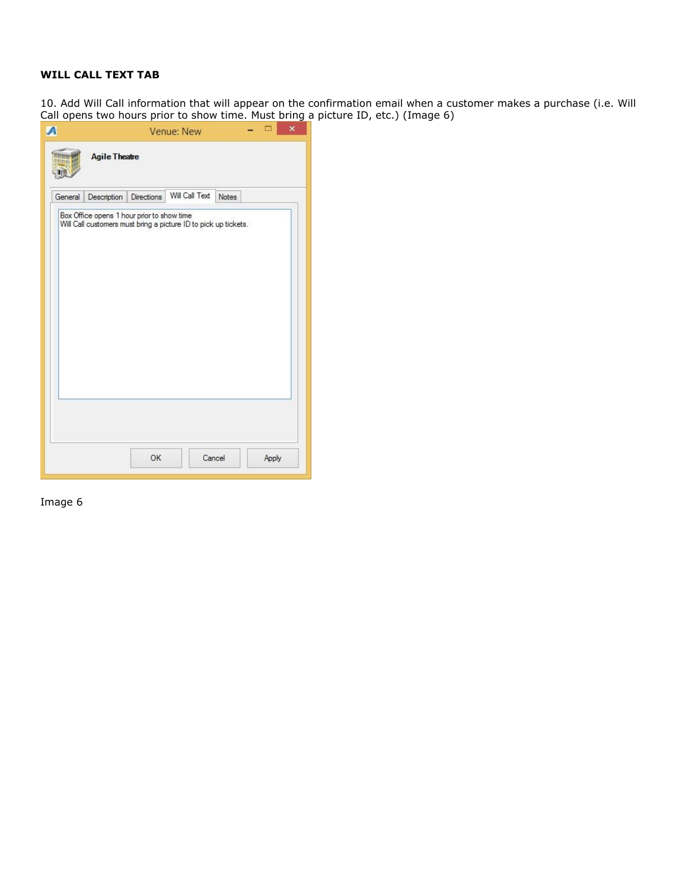**WILL CALL TEXT TAB**

10. Add Will Call information that will appear on the confirmation email when a customer makes a purchase (i.e. Will Call opens two hours prior to show time. Must bring a picture ID, etc.) (Image 6)

Image 6